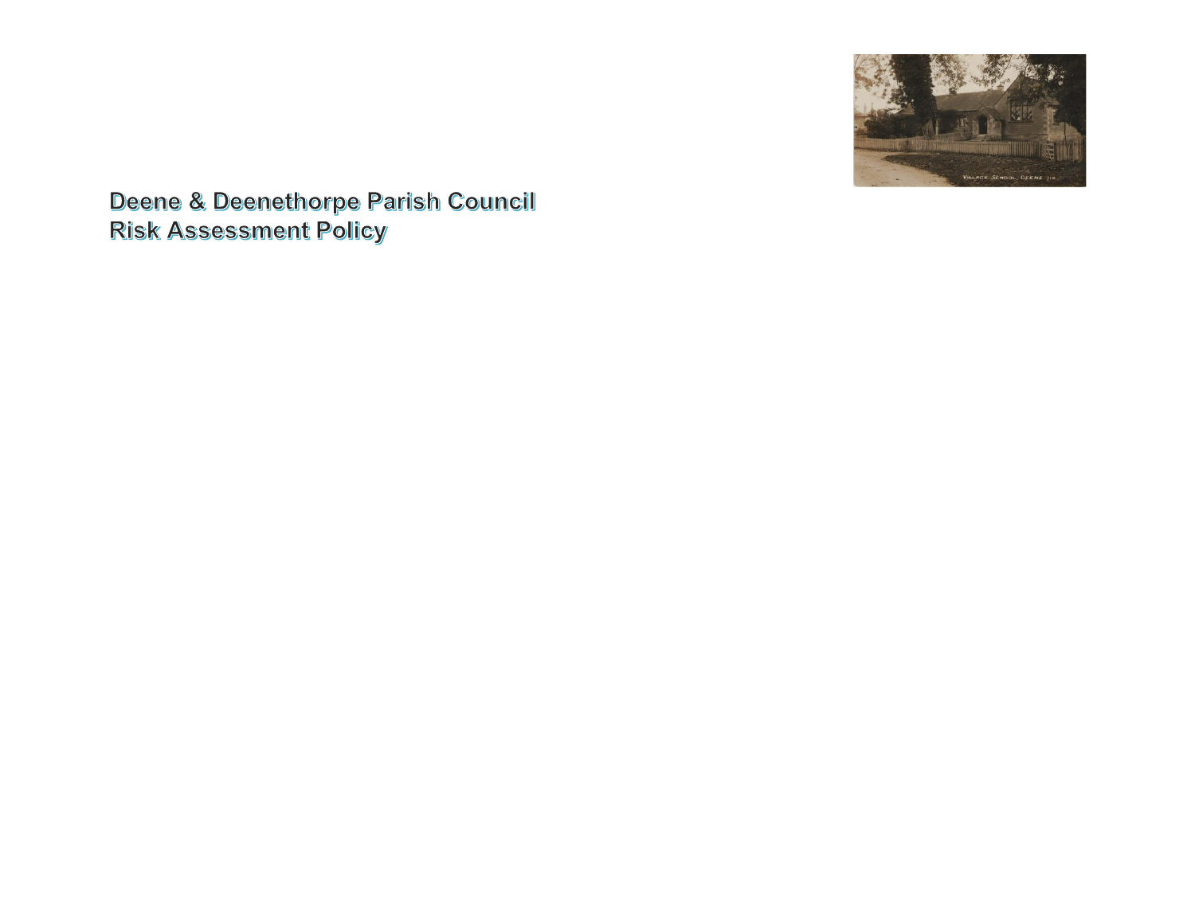# Deene & Deenethorpe Parish Council
# Risk Assessment Policy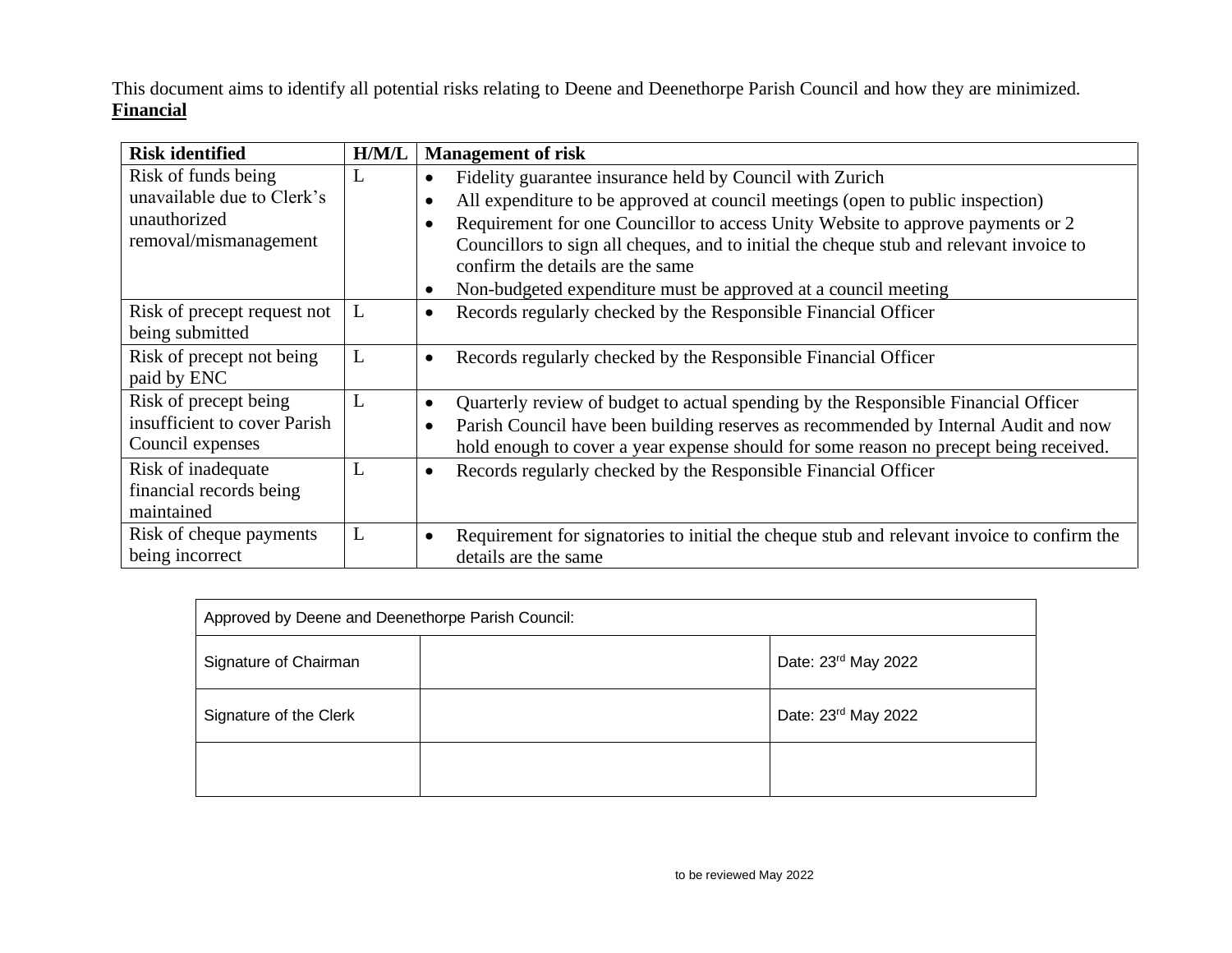This document aims to identify all potential risks relating to Deene and Deenethorpe Parish Council and how they are minimized.

**Financial**

| Risk identified | H/M/L | Management of risk |
|---|---|---|
| Risk of funds being unavailable due to Clerk's unauthorized removal/mismanagement | L | • Fidelity guarantee insurance held by Council with Zurich<br>• All expenditure to be approved at council meetings (open to public inspection)<br>• Requirement for one Councillor to access Unity Website to approve payments or 2 Councillors to sign all cheques, and to initial the cheque stub and relevant invoice to confirm the details are the same<br>• Non-budgeted expenditure must be approved at a council meeting |
| Risk of precept request not being submitted | L | • Records regularly checked by the Responsible Financial Officer |
| Risk of precept not being paid by ENC | L | • Records regularly checked by the Responsible Financial Officer |
| Risk of precept being insufficient to cover Parish Council expenses | L | • Quarterly review of budget to actual spending by the Responsible Financial Officer<br>• Parish Council have been building reserves as recommended by Internal Audit and now hold enough to cover a year expense should for some reason no precept being received. |
| Risk of inadequate financial records being maintained | L | • Records regularly checked by the Responsible Financial Officer |
| Risk of cheque payments being incorrect | L | • Requirement for signatories to initial the cheque stub and relevant invoice to confirm the details are the same |

| Approved by Deene and Deenethorpe Parish Council: | | |
|---|---|---|
| Signature of Chairman | | Date: 23rd May 2022 |
| Signature of the Clerk | | Date: 23rd May 2022 |
| | | |

to be reviewed May 2022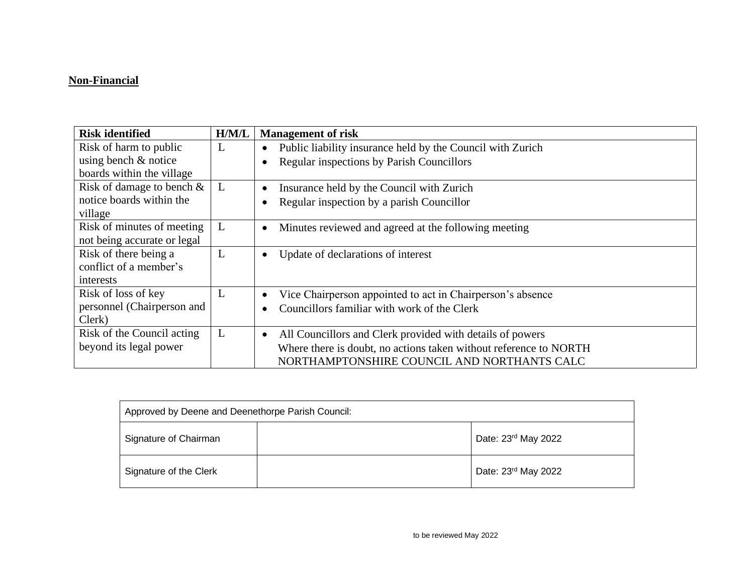**Non-Financial**

| Risk identified | H/M/L | Management of risk |
|---|---|---|
| Risk of harm to public using bench & notice boards within the village | L | • Public liability insurance held by the Council with Zurich<br>• Regular inspections by Parish Councillors |
| Risk of damage to bench & notice boards within the village | L | • Insurance held by the Council with Zurich<br>• Regular inspection by a parish Councillor |
| Risk of minutes of meeting not being accurate or legal | L | • Minutes reviewed and agreed at the following meeting |
| Risk of there being a conflict of a member's interests | L | • Update of declarations of interest |
| Risk of loss of key personnel (Chairperson and Clerk) | L | • Vice Chairperson appointed to act in Chairperson's absence<br>• Councillors familiar with work of the Clerk |
| Risk of the Council acting beyond its legal power | L | • All Councillors and Clerk provided with details of powers<br>Where there is doubt, no actions taken without reference to NORTH NORTHAMPTONSHIRE COUNCIL AND NORTHANTS CALC |

| Approved by Deene and Deenethorpe Parish Council: | | |
|---|---|---|
| Signature of Chairman | | Date: 23rd May 2022 |
| Signature of the Clerk | | Date: 23rd May 2022 |

to be reviewed May 2022